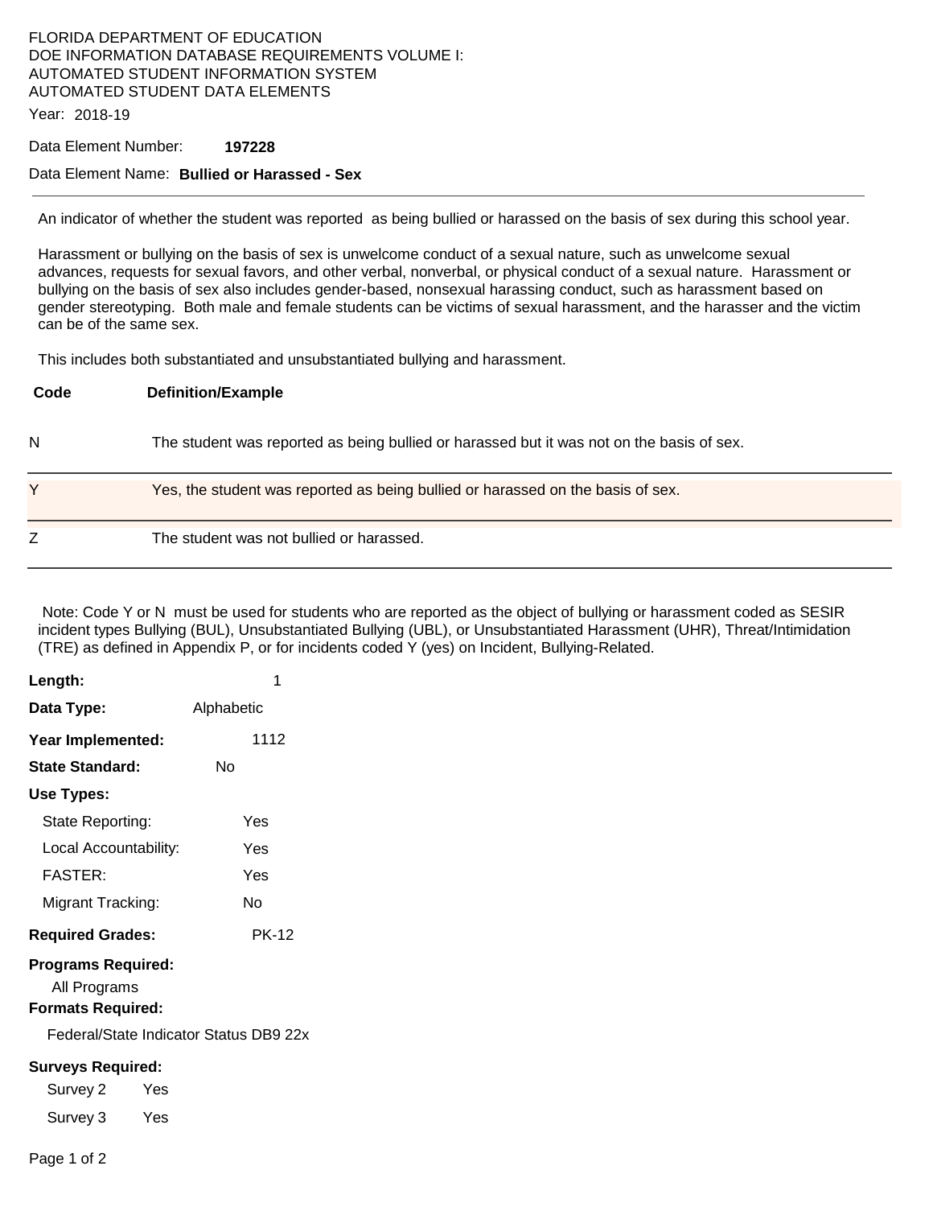FLORIDA DEPARTMENT OF EDUCATION
DOE INFORMATION DATABASE REQUIREMENTS VOLUME I:
AUTOMATED STUDENT INFORMATION SYSTEM
AUTOMATED STUDENT DATA ELEMENTS

Year: 2018-19

Data Element Number: **197228**

Data Element Name: **Bullied or Harassed - Sex**

---

An indicator of whether the student was reported as being bullied or harassed on the basis of sex during this school year.

Harassment or bullying on the basis of sex is unwelcome conduct of a sexual nature, such as unwelcome sexual advances, requests for sexual favors, and other verbal, nonverbal, or physical conduct of a sexual nature. Harassment or bullying on the basis of sex also includes gender-based, nonsexual harassing conduct, such as harassment based on gender stereotyping. Both male and female students can be victims of sexual harassment, and the harasser and the victim can be of the same sex.

This includes both substantiated and unsubstantiated bullying and harassment.

| Code | Definition/Example |
|---|---|
| N | The student was reported as being bullied or harassed but it was not on the basis of sex. |
| Y | Yes, the student was reported as being bullied or harassed on the basis of sex. |
| Z | The student was not bullied or harassed. |

Note: Code Y or N must be used for students who are reported as the object of bullying or harassment coded as SESIR incident types Bullying (BUL), Unsubstantiated Bullying (UBL), or Unsubstantiated Harassment (UHR), Threat/Intimidation (TRE) as defined in Appendix P, or for incidents coded Y (yes) on Incident, Bullying-Related.

**Length:** 1

**Data Type:** Alphabetic

**Year Implemented:** 1112

**State Standard:** No

**Use Types:**

- State Reporting: Yes
- Local Accountability: Yes
- FASTER: Yes
- Migrant Tracking: No

**Required Grades:** PK-12

**Programs Required:**

All Programs

**Formats Required:**

Federal/State Indicator Status DB9 22x

**Surveys Required:**

- Survey 2 Yes
- Survey 3 Yes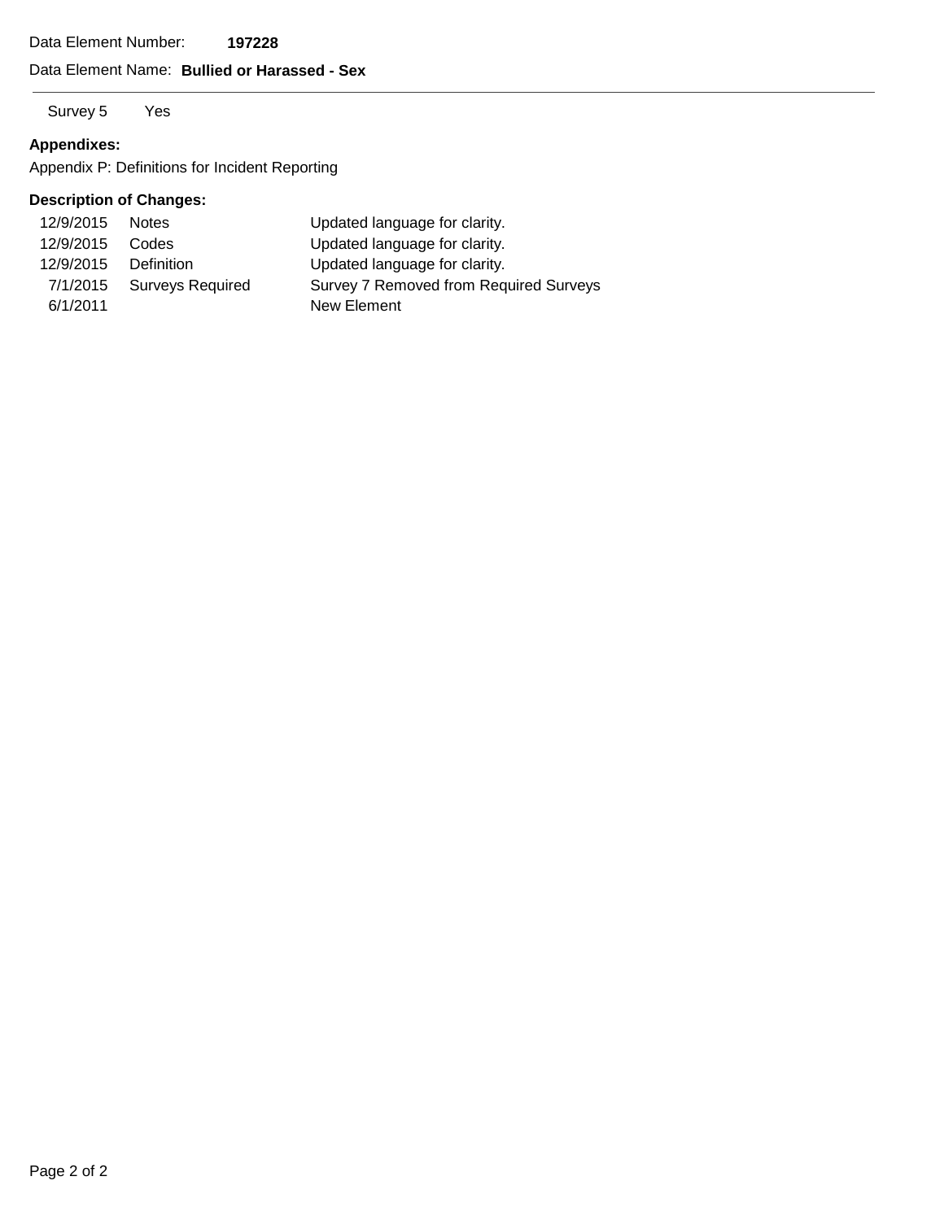Data Element Number: **197228**

Data Element Name: **Bullied or Harassed - Sex**

| | |
|---|---|
| Survey 5 | Yes |

**Appendixes:**

Appendix P: Definitions for Incident Reporting

**Description of Changes:**

| | | |
|---|---|---|
| 12/9/2015 | Notes | Updated language for clarity. |
| 12/9/2015 | Codes | Updated language for clarity. |
| 12/9/2015 | Definition | Updated language for clarity. |
| 7/1/2015 | Surveys Required | Survey 7 Removed from Required Surveys |
| 6/1/2011 | | New Element |